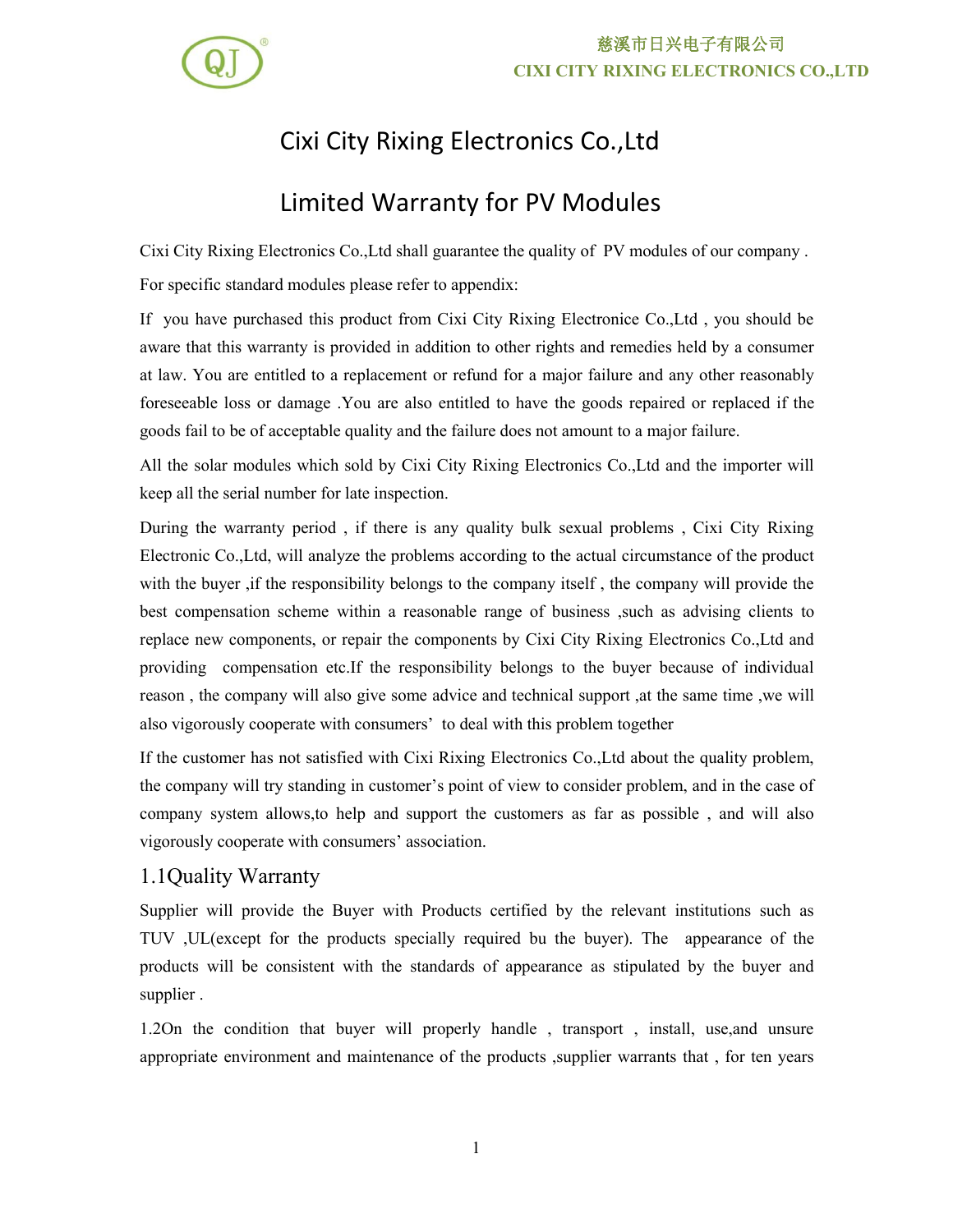# Cixi City Rixing Electronics Co.,Ltd

# Limited Warranty for PV Modules

Cixi City Rixing Electronics Co.,Ltd shall guarantee the quality of PV modules of our company .

For specific standard modules please refer to appendix:

If you have purchased this product from Cixi City Rixing Electronice Co.,Ltd , you should be aware that this warranty is provided in addition to other rights and remedies held by a consumer at law. You are entitled to a replacement or refund for a major failure and any other reasonably foreseeable loss or damage .You are also entitled to have the goods repaired or replaced if the goods fail to be of acceptable quality and the failure does not amount to a major failure.

All the solar modules which sold by Cixi City Rixing Electronics Co.,Ltd and the importer will keep all the serial number for late inspection.

During the warranty period , if there is any quality bulk sexual problems , Cixi City Rixing Electronic Co.,Ltd, will analyze the problems according to the actual circumstance of the product with the buyer ,if the responsibility belongs to the company itself , the company will provide the best compensation scheme within a reasonable range of business ,such as advising clients to replace new components, or repair the components by Cixi City Rixing Electronics Co.,Ltd and providing compensation etc.If the responsibility belongs to the buyer because of individual reason , the company will also give some advice and technical support ,at the same time ,we will also vigorously cooperate with consumers' to deal with this problem together

If the customer has not satisfied with Cixi Rixing Electronics Co.,Ltd about the quality problem, the company will try standing in customer's point of view to consider problem, and in the case of company system allows,to help and support the customers as far as possible , and will also vigorously cooperate with consumers' association.

## 1.1Quality Warranty

Supplier will provide the Buyer with Products certified by the relevant institutions such as TUV ,UL(except for the products specially required bu the buyer). The appearance of the products will be consistent with the standards of appearance as stipulated by the buyer and supplier .

1.2On the condition that buyer will properly handle , transport , install, use,and unsure appropriate environment and maintenance of the products ,supplier warrants that , for ten years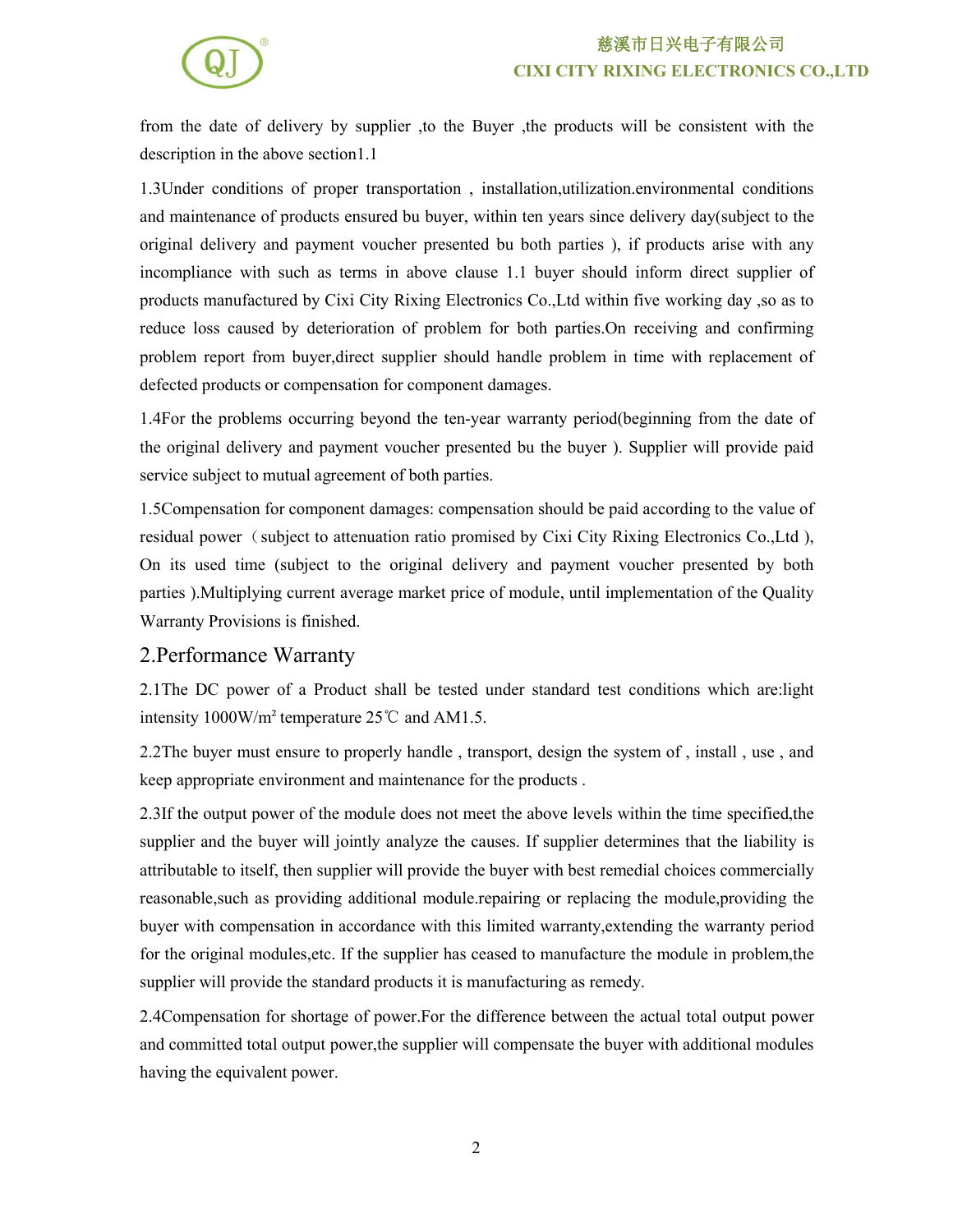from the date of delivery by supplier ,to the Buyer ,the products will be consistent with the description in the above section1.1

1.3Under conditions of proper transportation , installation,utilization.environmental conditions and maintenance of products ensured bu buyer, within ten years since delivery day(subject to the original delivery and payment voucher presented bu both parties ), if products arise with any incompliance with such as terms in above clause 1.1 buyer should inform direct supplier of products manufactured by Cixi City Rixing Electronics Co.,Ltd within five working day ,so as to reduce loss caused by deterioration of problem for both parties.On receiving and confirming problem report from buyer,direct supplier should handle problem in time with replacement of defected products or compensation for component damages.

1.4For the problems occurring beyond the ten-year warranty period(beginning from the date of the original delivery and payment voucher presented bu the buyer ). Supplier will provide paid service subject to mutual agreement of both parties.

1.5Compensation for component damages: compensation should be paid according to the value of residual power （subject to attenuation ratio promised by Cixi City Rixing Electronics Co.,Ltd ), On its used time (subject to the original delivery and payment voucher presented by both parties ).Multiplying current average market price of module, until implementation of the Quality Warranty Provisions is finished.

## 2.Performance Warranty

2.1The DC power of a Product shall be tested under standard test conditions which are:light intensity 1000W/m² temperature 25℃ and AM1.5.

2.2The buyer must ensure to properly handle , transport, design the system of , install , use , and keep appropriate environment and maintenance for the products .

2.3If the output power of the module does not meet the above levels within the time specified,the supplier and the buyer will jointly analyze the causes. If supplier determines that the liability is attributable to itself, then supplier will provide the buyer with best remedial choices commercially reasonable,such as providing additional module.repairing or replacing the module,providing the buyer with compensation in accordance with this limited warranty,extending the warranty period for the original modules,etc. If the supplier has ceased to manufacture the module in problem,the supplier will provide the standard products it is manufacturing as remedy.

2.4Compensation for shortage of power.For the difference between the actual total output power and committed total output power,the supplier will compensate the buyer with additional modules having the equivalent power.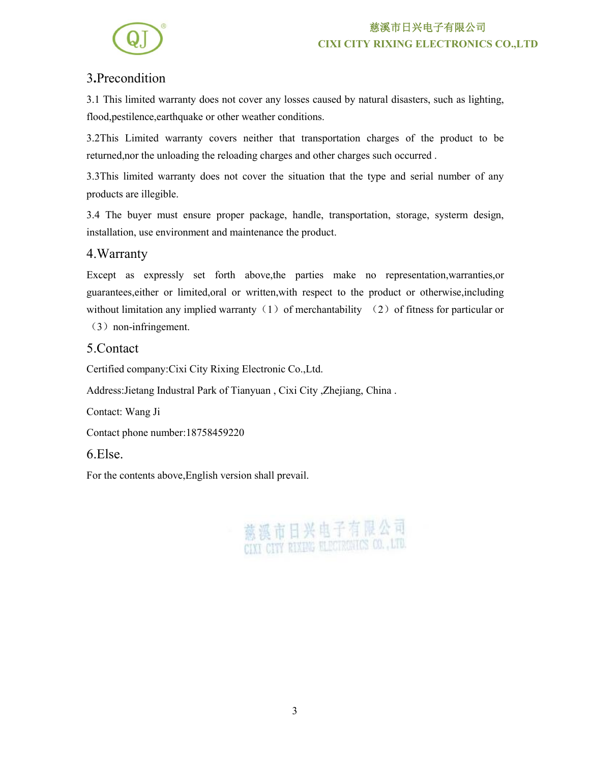## 3.Precondition

3.1 This limited warranty does not cover any losses caused by natural disasters, such as lighting, flood,pestilence,earthquake or other weather conditions.

3.2This Limited warranty covers neither that transportation charges of the product to be returned,nor the unloading the reloading charges and other charges such occurred .

3.3This limited warranty does not cover the situation that the type and serial number of any products are illegible.

3.4 The buyer must ensure proper package, handle, transportation, storage, systerm design, installation, use environment and maintenance the product.

## 4.Warranty

Except as expressly set forth above,the parties make no representation,warranties,or guarantees,either or limited,oral or written,with respect to the product or otherwise,including without limitation any implied warranty（1）of merchantability （2）of fitness for particular or （3）non-infringement.

## 5.Contact

Certified company:Cixi City Rixing Electronic Co.,Ltd.

Address:Jietang Industral Park of Tianyuan , Cixi City ,Zhejiang, China .

Contact: Wang Ji

Contact phone number:18758459220

## 6.Else.

For the contents above,English version shall prevail.

慈溪市日兴电子有限公司
CIXI CITY RIXING ELECTRONICS CO.,LTD.